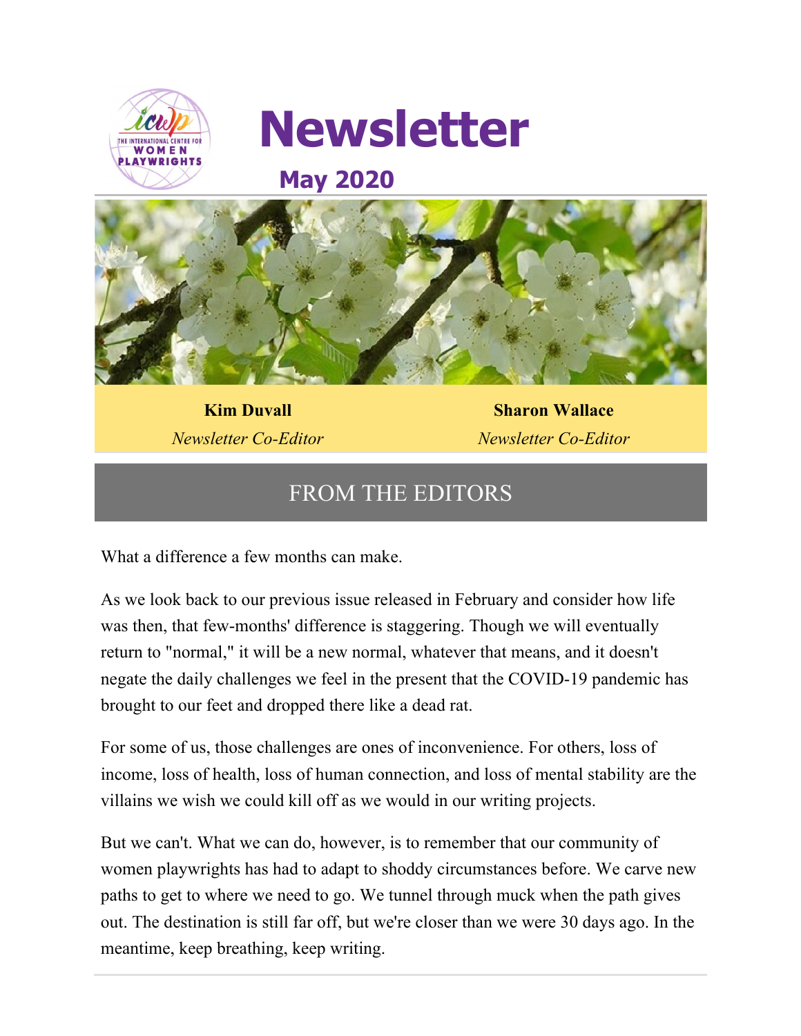# Newsletter

## May 2020

**Kim Duvall**
*Newsletter Co-Editor*

**Sharon Wallace**
*Newsletter Co-Editor*

## FROM THE EDITORS

What a difference a few months can make.

As we look back to our previous issue released in February and consider how life was then, that few-months' difference is staggering. Though we will eventually return to "normal," it will be a new normal, whatever that means, and it doesn't negate the daily challenges we feel in the present that the COVID-19 pandemic has brought to our feet and dropped there like a dead rat.

For some of us, those challenges are ones of inconvenience. For others, loss of income, loss of health, loss of human connection, and loss of mental stability are the villains we wish we could kill off as we would in our writing projects.

But we can't. What we can do, however, is to remember that our community of women playwrights has had to adapt to shoddy circumstances before. We carve new paths to get to where we need to go. We tunnel through muck when the path gives out. The destination is still far off, but we're closer than we were 30 days ago. In the meantime, keep breathing, keep writing.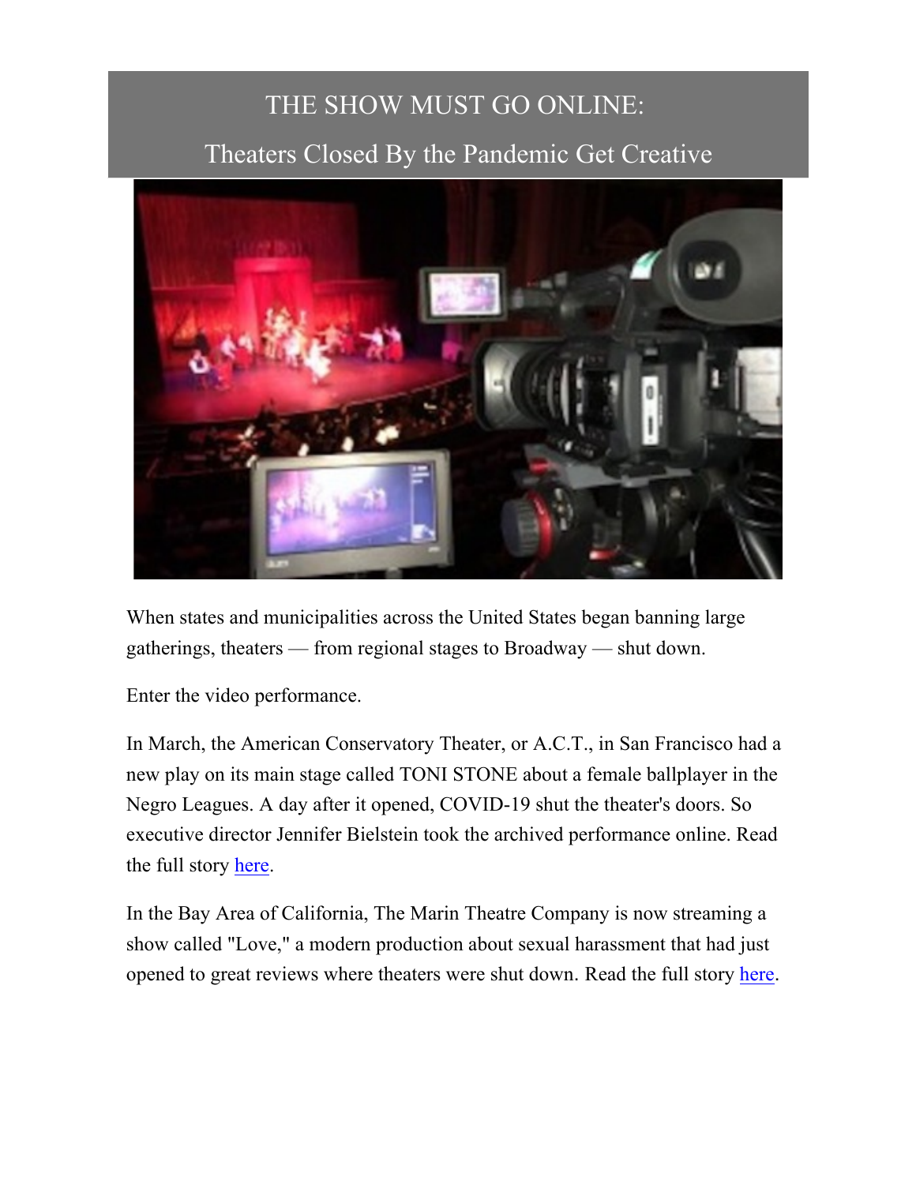# THE SHOW MUST GO ONLINE:

## Theaters Closed By the Pandemic Get Creative

When states and municipalities across the United States began banning large gatherings, theaters — from regional stages to Broadway — shut down.

Enter the video performance.

In March, the American Conservatory Theater, or A.C.T., in San Francisco had a new play on its main stage called TONI STONE about a female ballplayer in the Negro Leagues. A day after it opened, COVID-19 shut the theater's doors. So executive director Jennifer Bielstein took the archived performance online. Read the full story here.

In the Bay Area of California, The Marin Theatre Company is now streaming a show called "Love," a modern production about sexual harassment that had just opened to great reviews where theaters were shut down. Read the full story here.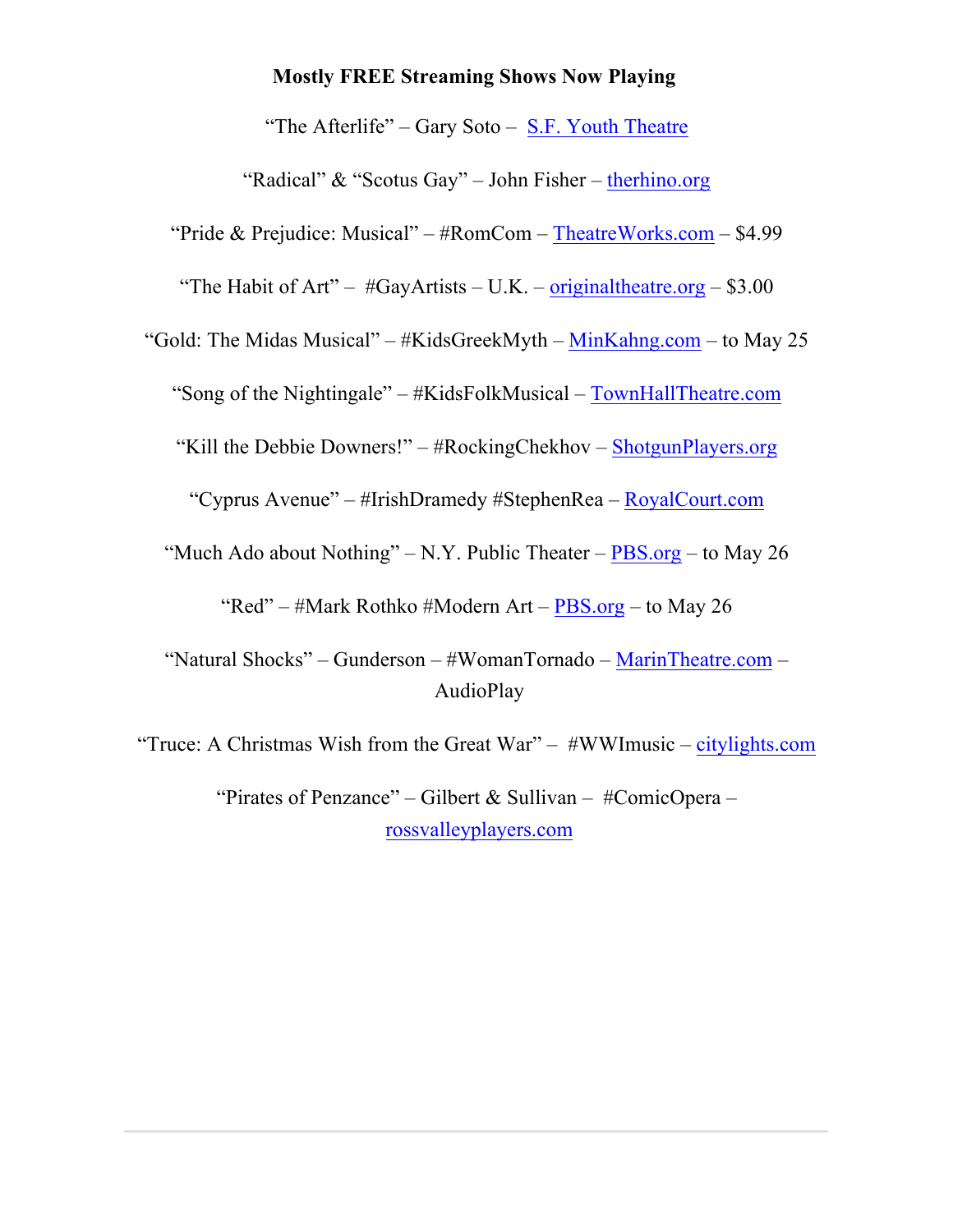**Mostly FREE Streaming Shows Now Playing**

"The Afterlife" – Gary Soto – S.F. Youth Theatre

"Radical" & "Scotus Gay" – John Fisher – therhino.org

"Pride & Prejudice: Musical" – #RomCom – TheatreWorks.com – $4.99

"The Habit of Art" – #GayArtists – U.K. – originaltheatre.org – $3.00

"Gold: The Midas Musical" – #KidsGreekMyth – MinKahng.com – to May 25

"Song of the Nightingale" – #KidsFolkMusical – TownHallTheatre.com

"Kill the Debbie Downers!" – #RockingChekhov – ShotgunPlayers.org

"Cyprus Avenue" – #IrishDramedy #StephenRea – RoyalCourt.com

"Much Ado about Nothing" – N.Y. Public Theater – PBS.org – to May 26

"Red" – #Mark Rothko #Modern Art – PBS.org – to May 26

"Natural Shocks" – Gunderson – #WomanTornado – MarinTheatre.com – AudioPlay

"Truce: A Christmas Wish from the Great War" – #WWImusic – citylights.com

"Pirates of Penzance" – Gilbert & Sullivan – #ComicOpera – rossvalleyplayers.com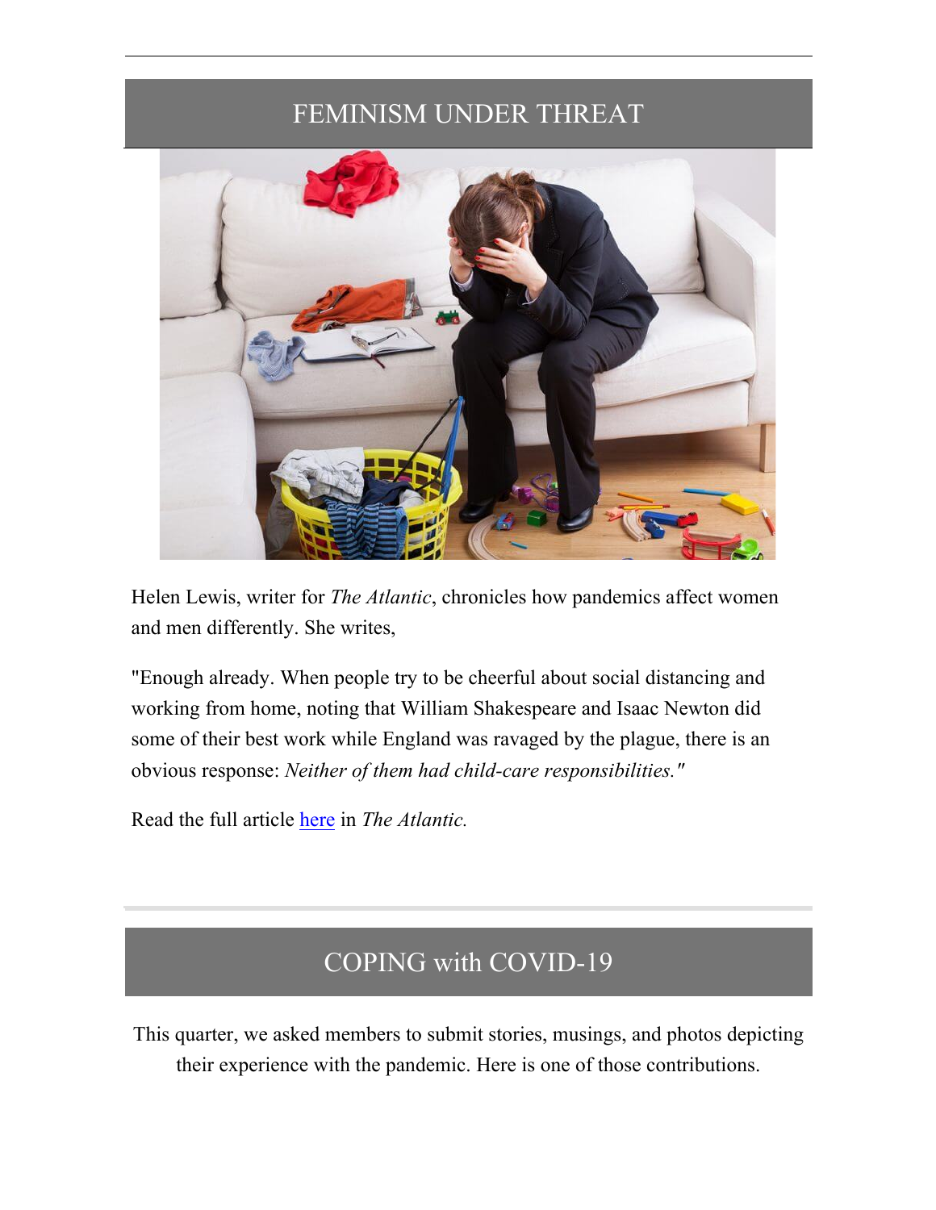## FEMINISM UNDER THREAT

Helen Lewis, writer for *The Atlantic*, chronicles how pandemics affect women and men differently. She writes,

"Enough already. When people try to be cheerful about social distancing and working from home, noting that William Shakespeare and Isaac Newton did some of their best work while England was ravaged by the plague, there is an obvious response: *Neither of them had child-care responsibilities."*

Read the full article here in *The Atlantic.*

## COPING with COVID-19

This quarter, we asked members to submit stories, musings, and photos depicting their experience with the pandemic. Here is one of those contributions.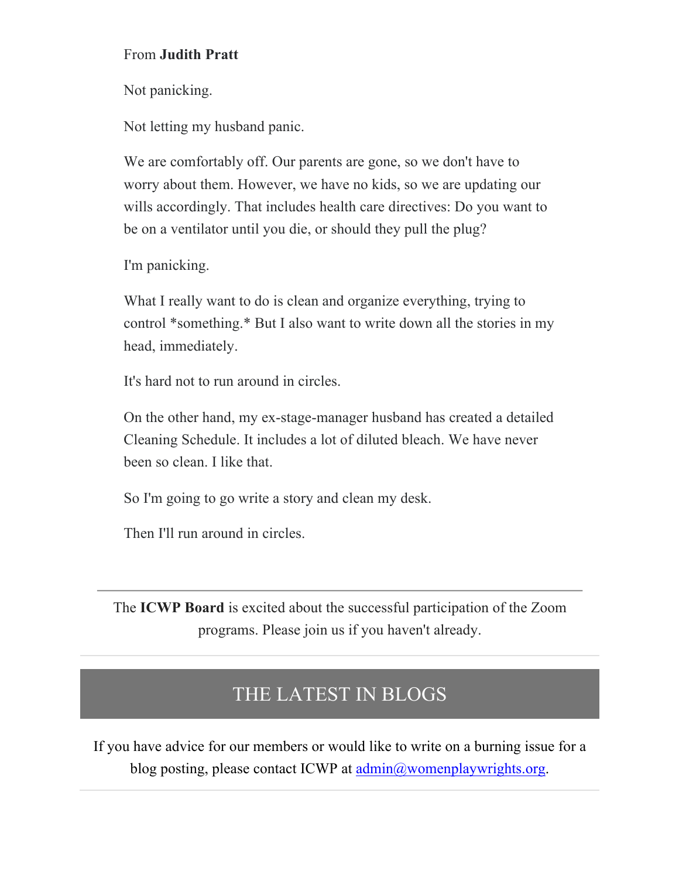From **Judith Pratt**

Not panicking.

Not letting my husband panic.

We are comfortably off. Our parents are gone, so we don't have to worry about them. However, we have no kids, so we are updating our wills accordingly. That includes health care directives: Do you want to be on a ventilator until you die, or should they pull the plug?

I'm panicking.

What I really want to do is clean and organize everything, trying to control *something.* But I also want to write down all the stories in my head, immediately.

It's hard not to run around in circles.

On the other hand, my ex-stage-manager husband has created a detailed Cleaning Schedule. It includes a lot of diluted bleach. We have never been so clean. I like that.

So I'm going to go write a story and clean my desk.

Then I'll run around in circles.

---

The **ICWP Board** is excited about the successful participation of the Zoom programs. Please join us if you haven't already.

---

## THE LATEST IN BLOGS

If you have advice for our members or would like to write on a burning issue for a blog posting, please contact ICWP at admin@womenplaywrights.org.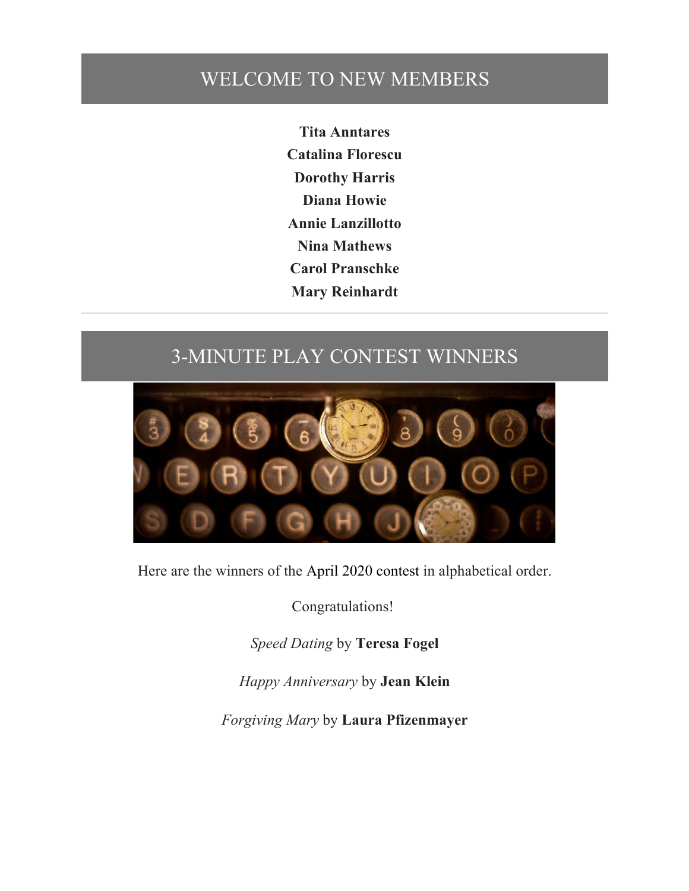## WELCOME TO NEW MEMBERS

**Tita Anntares**

**Catalina Florescu**

**Dorothy Harris**

**Diana Howie**

**Annie Lanzillotto**

**Nina Mathews**

**Carol Pranschke**

**Mary Reinhardt**

---

## 3-MINUTE PLAY CONTEST WINNERS

Here are the winners of the April 2020 contest in alphabetical order.

Congratulations!

*Speed Dating* by **Teresa Fogel**

*Happy Anniversary* by **Jean Klein**

*Forgiving Mary* by **Laura Pfizenmayer**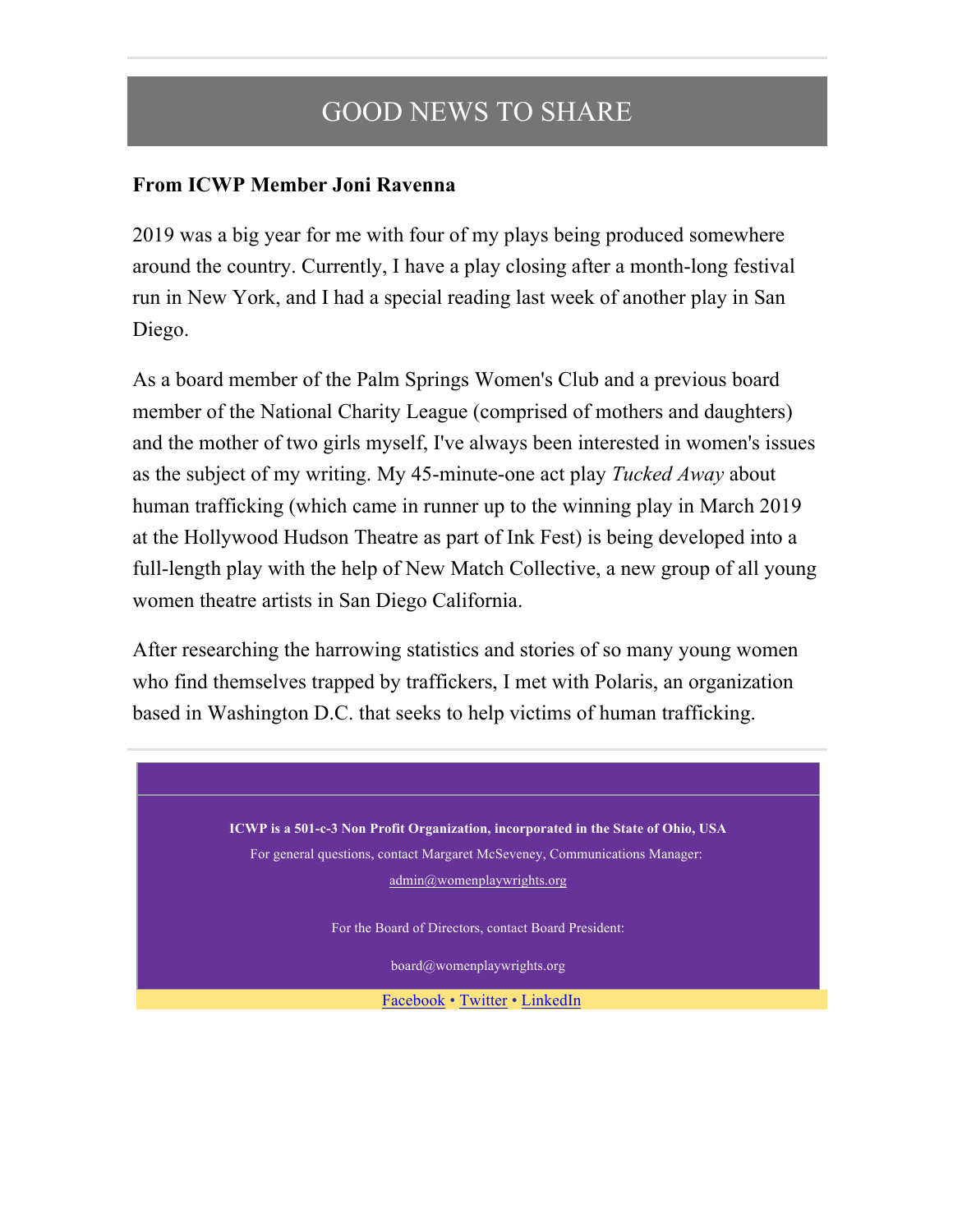## GOOD NEWS TO SHARE

**From ICWP Member Joni Ravenna**

2019 was a big year for me with four of my plays being produced somewhere around the country. Currently, I have a play closing after a month-long festival run in New York, and I had a special reading last week of another play in San Diego.

As a board member of the Palm Springs Women's Club and a previous board member of the National Charity League (comprised of mothers and daughters) and the mother of two girls myself, I've always been interested in women's issues as the subject of my writing. My 45-minute-one act play *Tucked Away* about human trafficking (which came in runner up to the winning play in March 2019 at the Hollywood Hudson Theatre as part of Ink Fest) is being developed into a full-length play with the help of New Match Collective, a new group of all young women theatre artists in San Diego California.

After researching the harrowing statistics and stories of so many young women who find themselves trapped by traffickers, I met with Polaris, an organization based in Washington D.C. that seeks to help victims of human trafficking.

---

**ICWP is a 501-c-3 Non Profit Organization, incorporated in the State of Ohio, USA**

For general questions, contact Margaret McSeveney, Communications Manager:

admin@womenplaywrights.org

For the Board of Directors, contact Board President:

board@womenplaywrights.org

Facebook • Twitter • LinkedIn